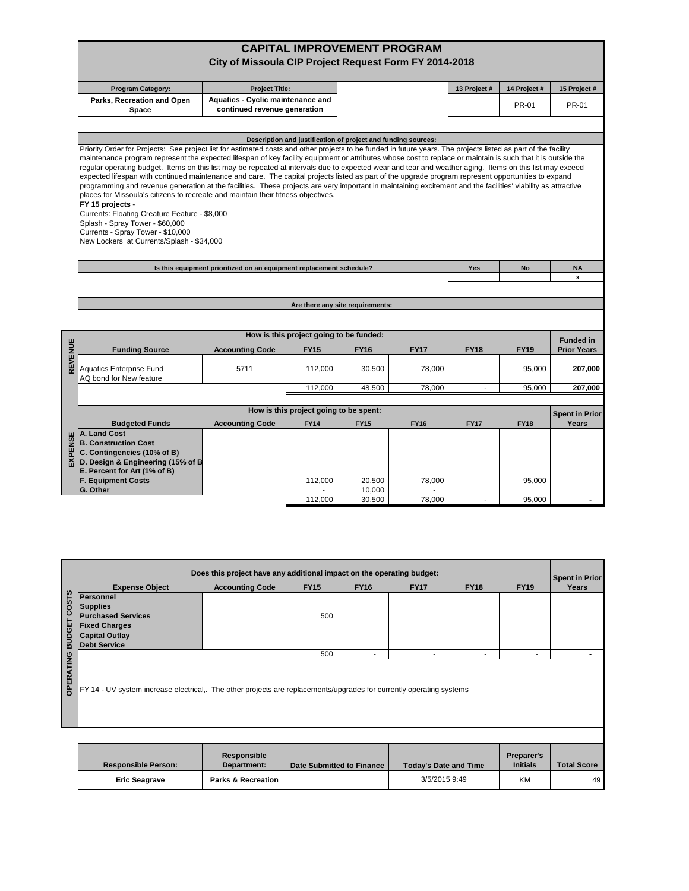# CAPITAL IMPROVEMENT PROGRAM

## City of Missoula CIP Project Request Form FY 2014-2018

| Program Category: | Project Title: | | | 13 Project # | 14 Project # | 15 Project # |
|---|---|---|---|---|---|---|
| Parks, Recreation and Open Space | Aquatics - Cyclic maintenance and continued revenue generation | | | | PR-01 | PR-01 |

**Description and justification of project and funding sources:**

Priority Order for Projects: See project list for estimated costs and other projects to be funded in future years. The projects listed as part of the facility maintenance program represent the expected lifespan of key facility equipment or attributes whose cost to replace or maintain is such that it is outside the regular operating budget. Items on this list may be repeated at intervals due to expected wear and tear and weather aging. Items on this list may exceed expected lifespan with continued maintenance and care. The capital projects listed as part of the upgrade program represent opportunities to expand programming and revenue generation at the facilities. These projects are very important in maintaining excitement and the facilities' viability as attractive places for Missoula's citizens to recreate and maintain their fitness objectives.

**FY 15 projects** -
Currents: Floating Creature Feature - $8,000
Splash - Spray Tower - $60,000
Currents - Spray Tower - $10,000
New Lockers at Currents/Splash - $34,000

| Is this equipment prioritized on an equipment replacement schedule? | Yes | No | NA |
|---|---|---|---|
| | | | x |

**Are there any site requirements:**

### REVENUE

How is this project going to be funded:

| Funding Source | Accounting Code | FY15 | FY16 | FY17 | FY18 | FY19 | Funded in Prior Years |
|---|---|---|---|---|---|---|---|
| Aquatics Enterprise Fund | 5711 | 112,000 | 30,500 | 78,000 | | 95,000 | 207,000 |
| AQ bond for New feature | | | | | | | |
| | | 112,000 | 48,500 | 78,000 | - | 95,000 | 207,000 |

### EXPENSE

How is this project going to be spent:

| Budgeted Funds | Accounting Code | FY14 | FY15 | FY16 | FY17 | FY18 | Spent in Prior Years |
|---|---|---|---|---|---|---|---|
| A. Land Cost | | | | | | | |
| B. Construction Cost | | | | | | | |
| C. Contingencies (10% of B) | | | | | | | |
| D. Design & Engineering (15% of B | | | | | | | |
| E. Percent for Art (1% of B) | | | | | | | |
| F. Equipment Costs | | 112,000 | 20,500 | 78,000 | | 95,000 | |
| G. Other | | - | 10,000 | - | | | |
| | | 112,000 | 30,500 | 78,000 | - | 95,000 | - |

### OPERATING BUDGET COSTS

Does this project have any additional impact on the operating budget:

| Expense Object | Accounting Code | FY15 | FY16 | FY17 | FY18 | FY19 | Spent in Prior Years |
|---|---|---|---|---|---|---|---|
| Personnel | | | | | | | |
| Supplies | | | | | | | |
| Purchased Services | | 500 | | | | | |
| Fixed Charges | | | | | | | |
| Capital Outlay | | | | | | | |
| Debt Service | | | | | | | |
| | | 500 | - | - | - | - | - |

FY 14 - UV system increase electrical,. The other projects are replacements/upgrades for currently operating systems

| Responsible Person: | Responsible Department: | Date Submitted to Finance | Today's Date and Time | Preparer's Initials | Total Score |
|---|---|---|---|---|---|
| Eric Seagrave | Parks & Recreation | | 3/5/2015 9:49 | KM | 49 |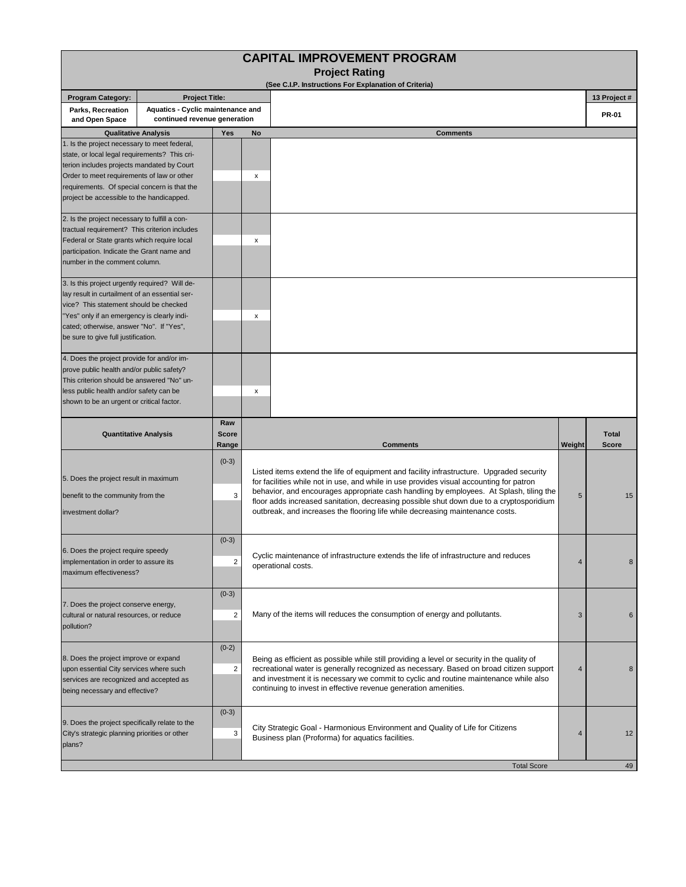# CAPITAL IMPROVEMENT PROGRAM

## Project Rating

**(See C.I.P. Instructions For Explanation of Criteria)**

| Program Category: | Project Title: | 13 Project # |
|---|---|---|
| Parks, Recreation and Open Space | Aquatics - Cyclic maintenance and continued revenue generation | PR-01 |

| Qualitative Analysis | Yes | No | Comments |
|---|---|---|---|
| 1. Is the project necessary to meet federal, state, or local legal requirements? This criterion includes projects mandated by Court Order to meet requirements of law or other requirements. Of special concern is that the project be accessible to the handicapped. | | x | |
| 2. Is the project necessary to fulfill a contractual requirement? This criterion includes Federal or State grants which require local participation. Indicate the Grant name and number in the comment column. | | x | |
| 3. Is this project urgently required? Will delay result in curtailment of an essential service? This statement should be checked "Yes" only if an emergency is clearly indicated; otherwise, answer "No". If "Yes", be sure to give full justification. | | x | |
| 4. Does the project provide for and/or improve public health and/or public safety? This criterion should be answered "No" unless public health and/or safety can be shown to be an urgent or critical factor. | | x | |

| Quantitative Analysis | Raw Score Range | Raw Score | Comments | Weight | Total Score |
|---|---|---|---|---|---|
| 5. Does the project result in maximum benefit to the community from the investment dollar? | (0-3) | 3 | Listed items extend the life of equipment and facility infrastructure. Upgraded security for facilities while not in use, and while in use provides visual accounting for patron behavior, and encourages appropriate cash handling by employees. At Splash, tiling the floor adds increased sanitation, decreasing possible shut down due to a cryptosporidium outbreak, and increases the flooring life while decreasing maintenance costs. | 5 | 15 |
| 6. Does the project require speedy implementation in order to assure its maximum effectiveness? | (0-3) | 2 | Cyclic maintenance of infrastructure extends the life of infrastructure and reduces operational costs. | 4 | 8 |
| 7. Does the project conserve energy, cultural or natural resources, or reduce pollution? | (0-3) | 2 | Many of the items will reduces the consumption of energy and pollutants. | 3 | 6 |
| 8. Does the project improve or expand upon essential City services where such services are recognized and accepted as being necessary and effective? | (0-2) | 2 | Being as efficient as possible while still providing a level or security in the quality of recreational water is generally recognized as necessary. Based on broad citizen support and investment it is necessary we commit to cyclic and routine maintenance while also continuing to invest in effective revenue generation amenities. | 4 | 8 |
| 9. Does the project specifically relate to the City's strategic planning priorities or other plans? | (0-3) | 3 | City Strategic Goal - Harmonious Environment and Quality of Life for Citizens<br>Business plan (Proforma) for aquatics facilities. | 4 | 12 |
| | | | Total Score | | 49 |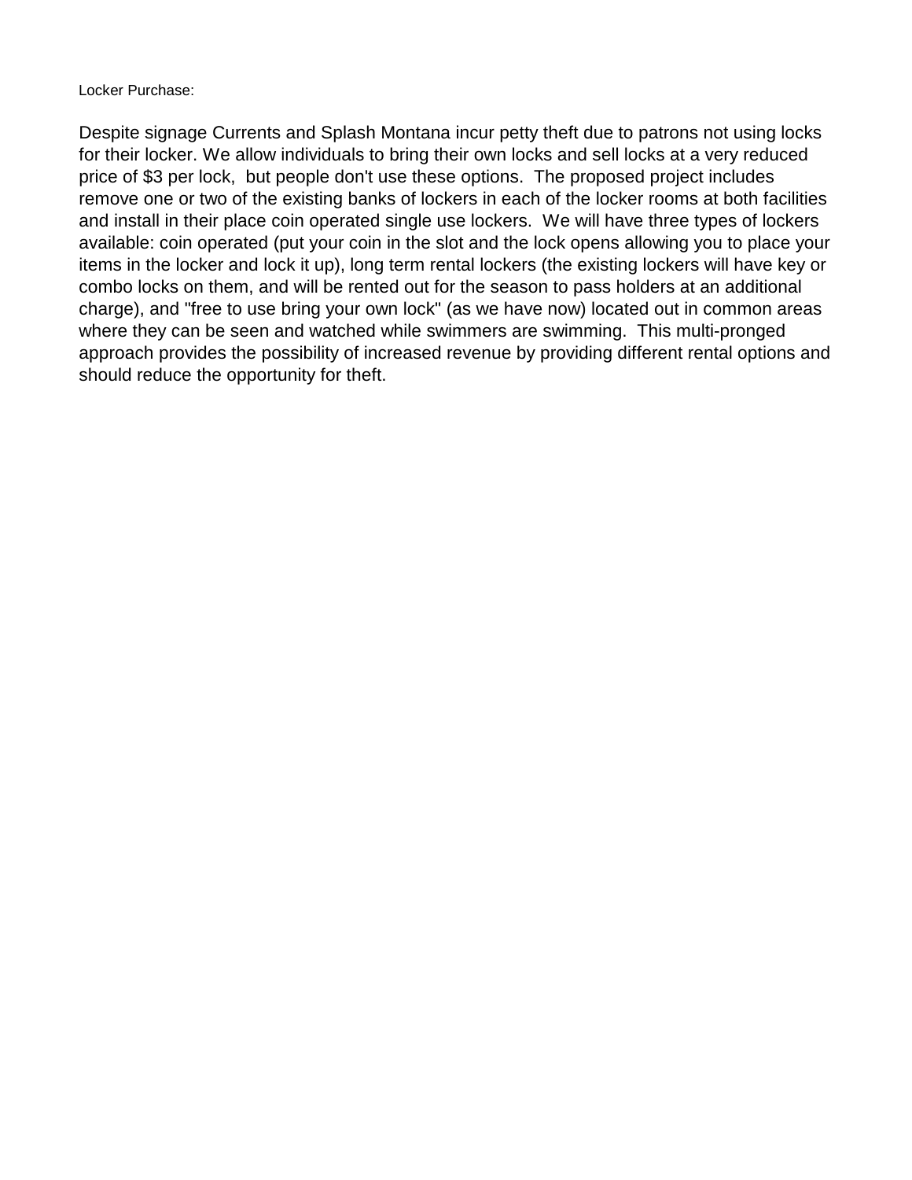Locker Purchase:

Despite signage Currents and Splash Montana incur petty theft due to patrons not using locks for their locker. We allow individuals to bring their own locks and sell locks at a very reduced price of $3 per lock,  but people don't use these options.  The proposed project includes remove one or two of the existing banks of lockers in each of the locker rooms at both facilities and install in their place coin operated single use lockers.  We will have three types of lockers available: coin operated (put your coin in the slot and the lock opens allowing you to place your items in the locker and lock it up), long term rental lockers (the existing lockers will have key or combo locks on them, and will be rented out for the season to pass holders at an additional charge), and "free to use bring your own lock" (as we have now) located out in common areas where they can be seen and watched while swimmers are swimming.  This multi-pronged approach provides the possibility of increased revenue by providing different rental options and should reduce the opportunity for theft.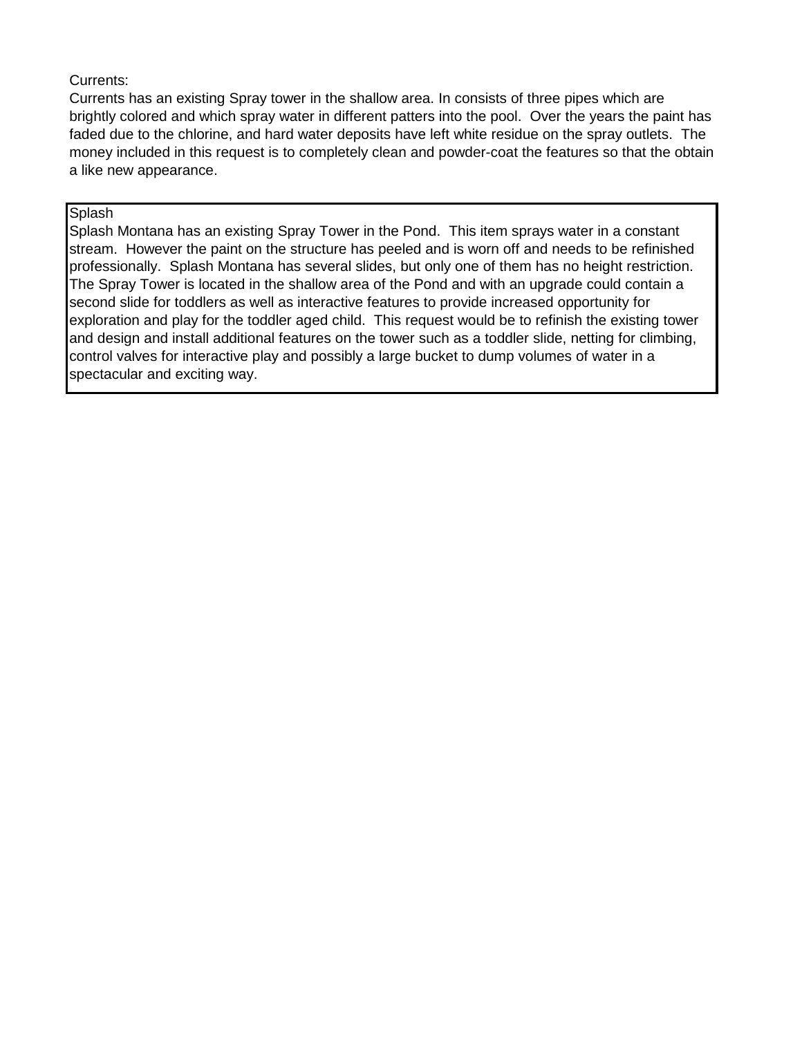Currents:

Currents has an existing Spray tower in the shallow area. In consists of three pipes which are brightly colored and which spray water in different patters into the pool. Over the years the paint has faded due to the chlorine, and hard water deposits have left white residue on the spray outlets. The money included in this request is to completely clean and powder-coat the features so that the obtain a like new appearance.

Splash

Splash Montana has an existing Spray Tower in the Pond. This item sprays water in a constant stream. However the paint on the structure has peeled and is worn off and needs to be refinished professionally. Splash Montana has several slides, but only one of them has no height restriction. The Spray Tower is located in the shallow area of the Pond and with an upgrade could contain a second slide for toddlers as well as interactive features to provide increased opportunity for exploration and play for the toddler aged child. This request would be to refinish the existing tower and design and install additional features on the tower such as a toddler slide, netting for climbing, control valves for interactive play and possibly a large bucket to dump volumes of water in a spectacular and exciting way.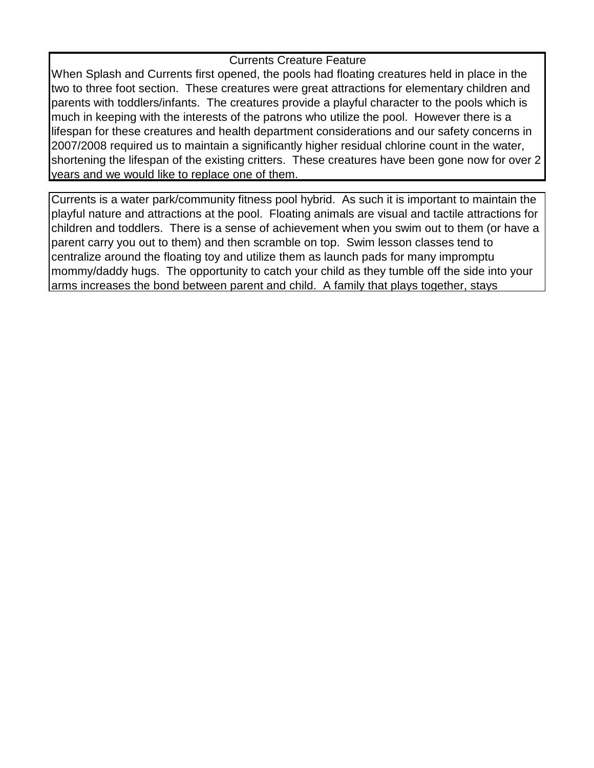## Currents Creature Feature

When Splash and Currents first opened, the pools had floating creatures held in place in the two to three foot section. These creatures were great attractions for elementary children and parents with toddlers/infants. The creatures provide a playful character to the pools which is much in keeping with the interests of the patrons who utilize the pool. However there is a lifespan for these creatures and health department considerations and our safety concerns in 2007/2008 required us to maintain a significantly higher residual chlorine count in the water, shortening the lifespan of the existing critters. These creatures have been gone now for over 2 years and we would like to replace one of them.

Currents is a water park/community fitness pool hybrid. As such it is important to maintain the playful nature and attractions at the pool. Floating animals are visual and tactile attractions for children and toddlers. There is a sense of achievement when you swim out to them (or have a parent carry you out to them) and then scramble on top. Swim lesson classes tend to centralize around the floating toy and utilize them as launch pads for many impromptu mommy/daddy hugs. The opportunity to catch your child as they tumble off the side into your arms increases the bond between parent and child. A family that plays together, stays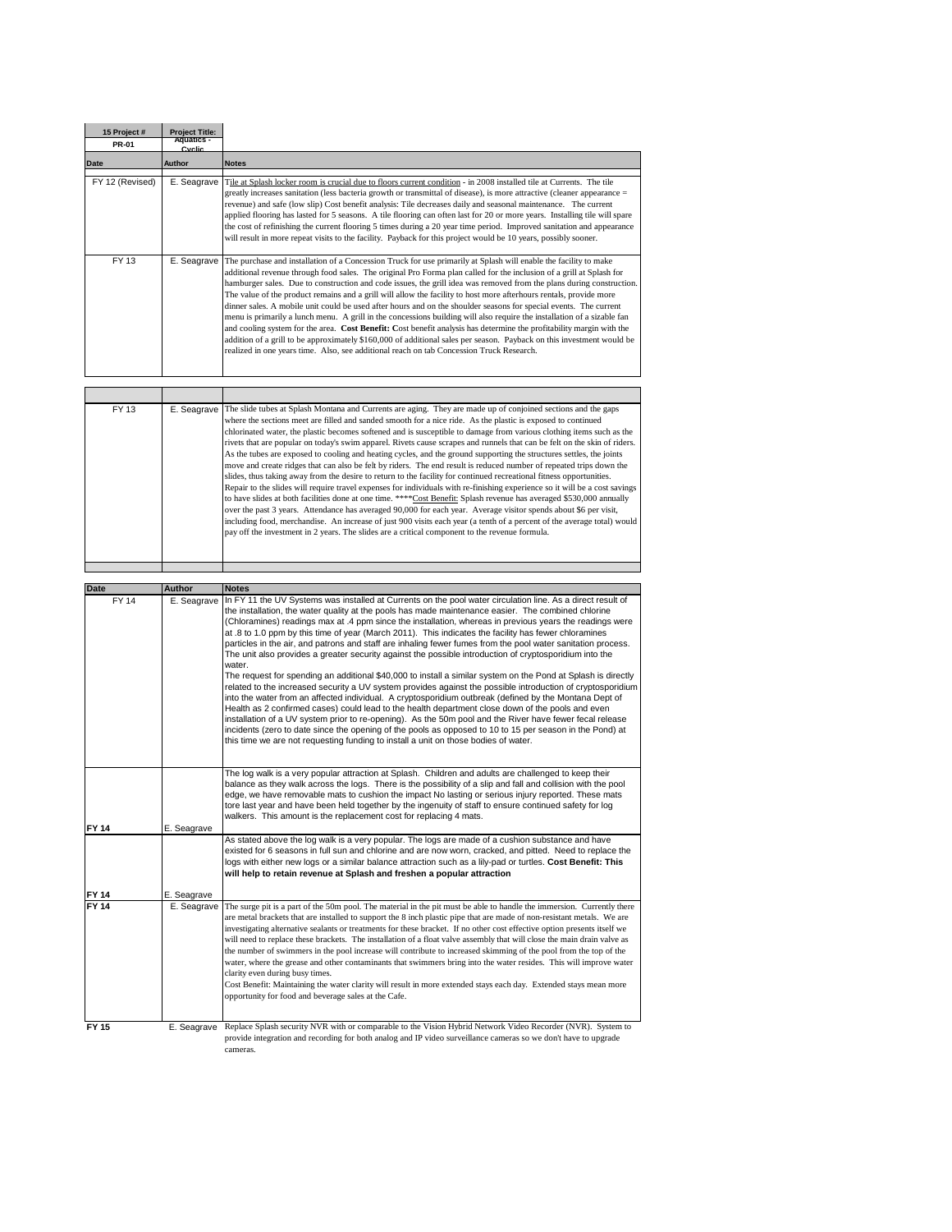| 15 Project # | Project Title: |
|---|---|
| PR-01 | Aquatics - Cyclic |

| Date | Author | Notes |
|---|---|---|
| FY 12 (Revised) | E. Seagrave | Tile at Splash locker room is crucial due to floors current condition - in 2008 installed tile at Currents. The tile greatly increases sanitation (less bacteria growth or transmittal of disease), is more attractive (cleaner appearance = revenue) and safe (low slip) Cost benefit analysis: Tile decreases daily and seasonal maintenance. The current applied flooring has lasted for 5 seasons. A tile flooring can often last for 20 or more years. Installing tile will spare the cost of refinishing the current flooring 5 times during a 20 year time period. Improved sanitation and appearance will result in more repeat visits to the facility. Payback for this project would be 10 years, possibly sooner. |
| FY 13 | E. Seagrave | The purchase and installation of a Concession Truck for use primarily at Splash will enable the facility to make additional revenue through food sales. The original Pro Forma plan called for the inclusion of a grill at Splash for hamburger sales. Due to construction and code issues, the grill idea was removed from the plans during construction. The value of the product remains and a grill will allow the facility to host more afterhours rentals, provide more dinner sales. A mobile unit could be used after hours and on the shoulder seasons for special events. The current menu is primarily a lunch menu. A grill in the concessions building will also require the installation of a sizable fan and cooling system for the area. **Cost Benefit: C**ost benefit analysis has determine the profitability margin with the addition of a grill to be approximately $160,000 of additional sales per season. Payback on this investment would be realized in one years time. Also, see additional reach on tab Concession Truck Research. |

| | | |
|---|---|---|
| FY 13 | E. Seagrave | The slide tubes at Splash Montana and Currents are aging. They are made up of conjoined sections and the gaps where the sections meet are filled and sanded smooth for a nice ride. As the plastic is exposed to continued chlorinated water, the plastic becomes softened and is susceptible to damage from various clothing items such as the rivets that are popular on today's swim apparel. Rivets cause scrapes and runnels that can be felt on the skin of riders. As the tubes are exposed to cooling and heating cycles, and the ground supporting the structures settles, the joints move and create ridges that can also be felt by riders. The end result is reduced number of repeated trips down the slides, thus taking away from the desire to return to the facility for continued recreational fitness opportunities. Repair to the slides will require travel expenses for individuals with re-finishing experience so it will be a cost savings to have slides at both facilities done at one time. ****Cost Benefit: Splash revenue has averaged $530,000 annually over the past 3 years. Attendance has averaged 90,000 for each year. Average visitor spends about $6 per visit, including food, merchandise. An increase of just 900 visits each year (a tenth of a percent of the average total) would pay off the investment in 2 years. The slides are a critical component to the revenue formula. |

| Date | Author | Notes |
|---|---|---|
| FY 14 | E. Seagrave | In FY 11 the UV Systems was installed at Currents on the pool water circulation line. As a direct result of the installation, the water quality at the pools has made maintenance easier. The combined chlorine (Chloramines) readings max at .4 ppm since the installation, whereas in previous years the readings were at .8 to 1.0 ppm by this time of year (March 2011). This indicates the facility has fewer chloramines particles in the air, and patrons and staff are inhaling fewer fumes from the pool water sanitation process. The unit also provides a greater security against the possible introduction of cryptosporidium into the water.<br>The request for spending an additional $40,000 to install a similar system on the Pond at Splash is directly related to the increased security a UV system provides against the possible introduction of cryptosporidium into the water from an affected individual. A cryptosporidium outbreak (defined by the Montana Dept of Health as 2 confirmed cases) could lead to the health department close down of the pools and even installation of a UV system prior to re-opening). As the 50m pool and the River have fewer fecal release incidents (zero to date since the opening of the pools as opposed to 10 to 15 per season in the Pond) at this time we are not requesting funding to install a unit on those bodies of water. |
| **FY 14** | E. Seagrave | The log walk is a very popular attraction at Splash. Children and adults are challenged to keep their balance as they walk across the logs. There is the possibility of a slip and fall and collision with the pool edge, we have removable mats to cushion the impact No lasting or serious injury reported. These mats tore last year and have been held together by the ingenuity of staff to ensure continued safety for log walkers. This amount is the replacement cost for replacing 4 mats. |
| **FY 14** | E. Seagrave | As stated above the log walk is a very popular. The logs are made of a cushion substance and have existed for 6 seasons in full sun and chlorine and are now worn, cracked, and pitted. Need to replace the logs with either new logs or a similar balance attraction such as a lily-pad or turtles. **Cost Benefit: This will help to retain revenue at Splash and freshen a popular attraction** |
| **FY 14** | E. Seagrave | The surge pit is a part of the 50m pool. The material in the pit must be able to handle the immersion. Currently there are metal brackets that are installed to support the 8 inch plastic pipe that are made of non-resistant metals. We are investigating alternative sealants or treatments for these bracket. If no other cost effective option presents itself we will need to replace these brackets. The installation of a float valve assembly that will close the main drain valve as the number of swimmers in the pool increase will contribute to increased skimming of the pool from the top of the water, where the grease and other contaminants that swimmers bring into the water resides. This will improve water clarity even during busy times.<br>Cost Benefit: Maintaining the water clarity will result in more extended stays each day. Extended stays mean more opportunity for food and beverage sales at the Cafe. |
| **FY 15** | E. Seagrave | Replace Splash security NVR with or comparable to the Vision Hybrid Network Video Recorder (NVR). System to provide integration and recording for both analog and IP video surveillance cameras so we don't have to upgrade cameras. |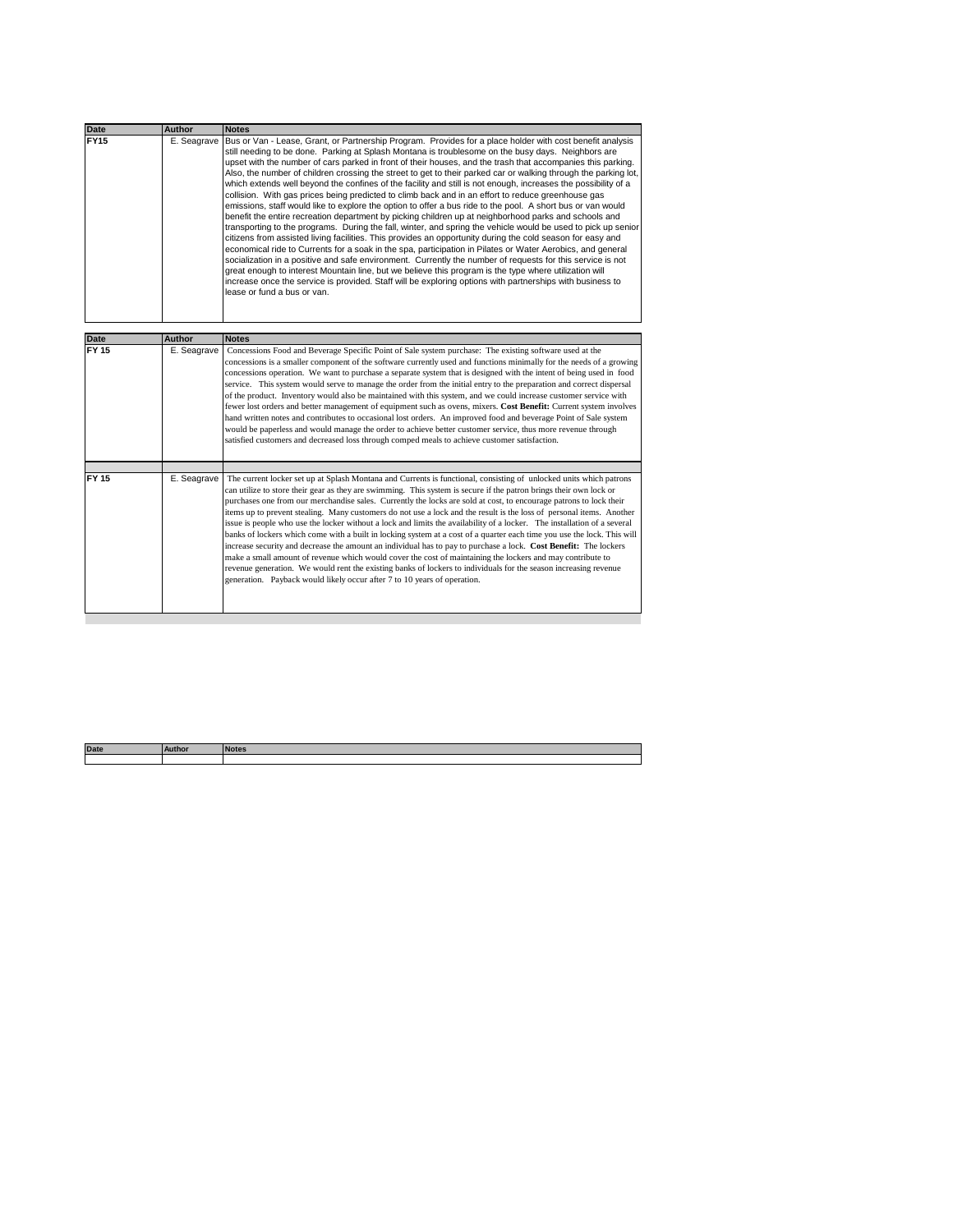| Date | Author | Notes |
| --- | --- | --- |
| FY15 | E. Seagrave | Bus or Van - Lease, Grant, or Partnership Program. Provides for a place holder with cost benefit analysis still needing to be done. Parking at Splash Montana is troublesome on the busy days. Neighbors are upset with the number of cars parked in front of their houses, and the trash that accompanies this parking. Also, the number of children crossing the street to get to their parked car or walking through the parking lot, which extends well beyond the confines of the facility and still is not enough, increases the possibility of a collision. With gas prices being predicted to climb back and in an effort to reduce greenhouse gas emissions, staff would like to explore the option to offer a bus ride to the pool. A short bus or van would benefit the entire recreation department by picking children up at neighborhood parks and schools and transporting to the programs. During the fall, winter, and spring the vehicle would be used to pick up senior citizens from assisted living facilities. This provides an opportunity during the cold season for easy and economical ride to Currents for a soak in the spa, participation in Pilates or Water Aerobics, and general socialization in a positive and safe environment. Currently the number of requests for this service is not great enough to interest Mountain line, but we believe this program is the type where utilization will increase once the service is provided. Staff will be exploring options with partnerships with business to lease or fund a bus or van. |

| Date | Author | Notes |
| --- | --- | --- |
| FY 15 | E. Seagrave | Concessions Food and Beverage Specific Point of Sale system purchase: The existing software used at the concessions is a smaller component of the software currently used and functions minimally for the needs of a growing concessions operation. We want to purchase a separate system that is designed with the intent of being used in food service. This system would serve to manage the order from the initial entry to the preparation and correct dispersal of the product. Inventory would also be maintained with this system, and we could increase customer service with fewer lost orders and better management of equipment such as ovens, mixers. **Cost Benefit:** Current system involves hand written notes and contributes to occasional lost orders. An improved food and beverage Point of Sale system would be paperless and would manage the order to achieve better customer service, thus more revenue through satisfied customers and decreased loss through comped meals to achieve customer satisfaction. |
| | | |
| FY 15 | E. Seagrave | The current locker set up at Splash Montana and Currents is functional, consisting of unlocked units which patrons can utilize to store their gear as they are swimming. This system is secure if the patron brings their own lock or purchases one from our merchandise sales. Currently the locks are sold at cost, to encourage patrons to lock their items up to prevent stealing. Many customers do not use a lock and the result is the loss of personal items. Another issue is people who use the locker without a lock and limits the availability of a locker. The installation of a several banks of lockers which come with a built in locking system at a cost of a quarter each time you use the lock. This will increase security and decrease the amount an individual has to pay to purchase a lock. **Cost Benefit:** The lockers make a small amount of revenue which would cover the cost of maintaining the lockers and may contribute to revenue generation. We would rent the existing banks of lockers to individuals for the season increasing revenue generation. Payback would likely occur after 7 to 10 years of operation. |

| Date | Author | Notes |
| --- | --- | --- |
| | | |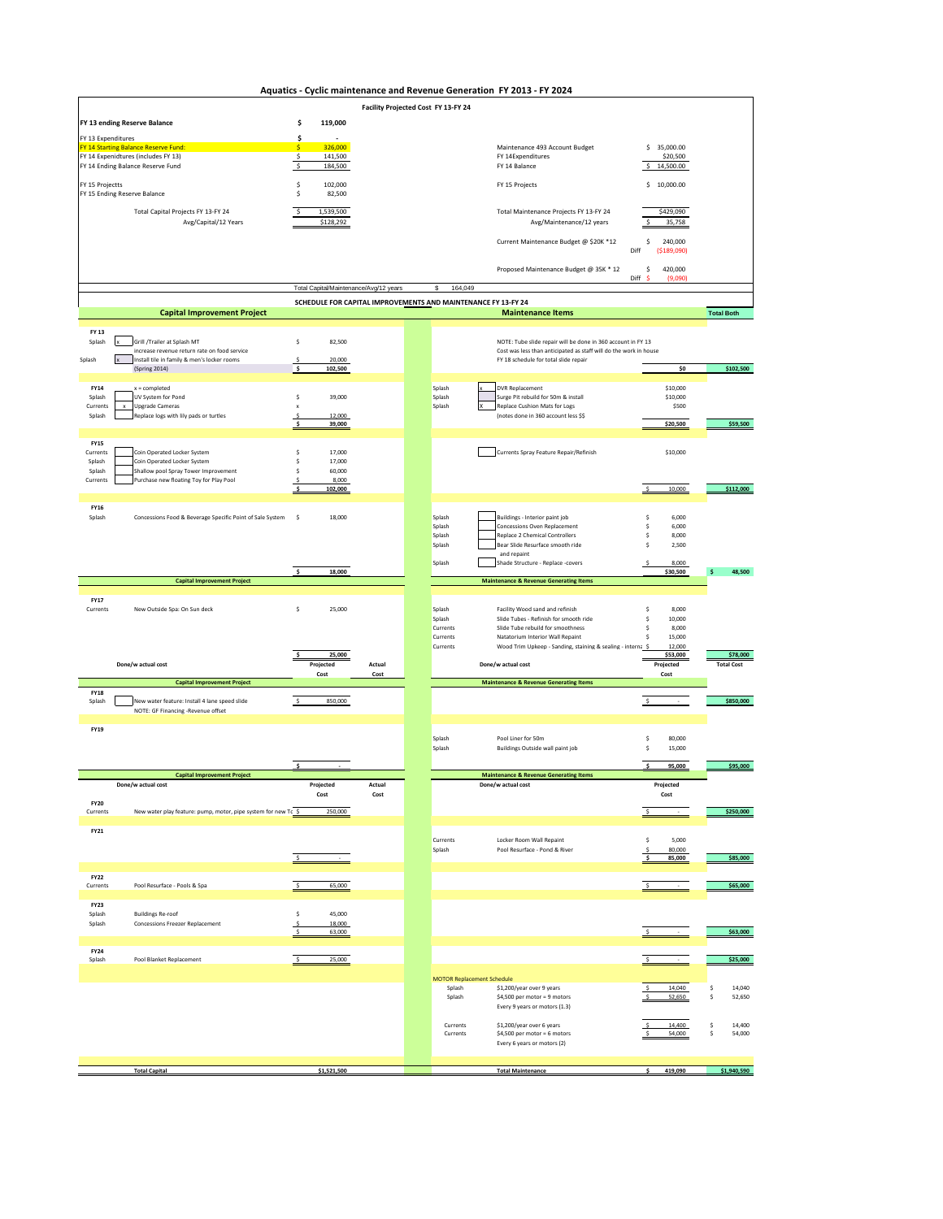# Aquatics - Cyclic maintenance and Revenue Generation FY 2013 - FY 2024

## Facility Projected Cost FY 13-FY 24

| | | | |
|---|---|---|---|
| **FY 13 ending Reserve Balance** | **$ 119,000** | | |
| FY 13 Expenditures | $ - | | |
| FY 14 Starting Balance Reserve Fund: | $ 326,000 | Maintenance 493 Account Budget | $ 35,000.00 |
| FY 14 Expenditures (includes FY 13) | $ 141,500 | FY 14Expenditures | $20,500 |
| FY 14 Ending Balance Reserve Fund | $ 184,500 | FY 14 Balance | $ 14,500.00 |
| FY 15 Projectts | $ 102,000 | FY 15 Projects | $ 10,000.00 |
| FY 15 Ending Reserve Balance | $ 82,500 | | |
| Total Capital Projects FY 13-FY 24 | $ 1,539,500 | Total Maintenance Projects FY 13-FY 24 | $429,090 |
| Avg/Capital/12 Years | $128,292 | Avg/Maintenance/12 years | $ 35,758 |
| | | Current Maintenance Budget @ $20K *12 | $ 240,000 |
| | | Diff | ($189,090) |
| | | Proposed Maintenance Budget @ 35K * 12 | $ 420,000 |
| | | Diff | $ (9,090) |

Total Capital/Maintenance/Avg/12 years $ 164,049

## SCHEDULE FOR CAPITAL IMPROVEMENTS AND MAINTENANCE FY 13-FY 24

| Year / Facility | Capital Improvement Project | Cost | Facility | Maintenance Items | Cost | Total Both |
|---|---|---|---|---|---|---|
| **FY 13** | | | | | | |
| Splash | [x] Grill /Trailer at Splash MT | $ 82,500 | | NOTE: Tube slide repair will be done in 360 account in FY 13 | | |
| | increase revenue return rate on food service | | | Cost was less than anticipated as staff will do the work in house | | |
| Splash | [x] Install tile in family & men's locker rooms | $ 20,000 | | FY 18 schedule for total slide repair | | |
| | (Spring 2014) | **$ 102,500** | | | **$0** | **$102,500** |
| **FY14** | x = completed | | Splash | [x] DVR Replacement | $10,000 | |
| Splash | UV System for Pond | $ 39,000 | Splash | Surge Pit rebuild for 50m & install | $10,000 | |
| Currents | [x] Upgrade Cameras | x | Splash | [X] Replace Cushion Mats for Logs | $500 | |
| Splash | Replace logs with lily pads or turtles | $ 12,000 | | (notes done in 360 account less $$ | | |
| | | **$ 39,000** | | | **$20,500** | **$59,500** |
| **FY15** | | | | | | |
| Currents | Coin Operated Locker System | $ 17,000 | | Currents Spray Feature Repair/Refinish | $10,000 | |
| Splash | Coin Operated Locker System | $ 17,000 | | | | |
| Splash | Shallow pool Spray Tower Improvement | $ 60,000 | | | | |
| Currents | Purchase new floating Toy for Play Pool | $ 8,000 | | | | |
| | | **$ 102,000** | | | $ 10,000 | **$112,000** |
| **FY16** | | | | | | |
| Splash | Concessions Food & Beverage Specific Point of Sale System | $ 18,000 | Splash | Buildings - Interior paint job | $ 6,000 | |
| | | | Splash | Concessions Oven Replacement | $ 6,000 | |
| | | | Splash | Replace 2 Chemical Controllers | $ 8,000 | |
| | | | Splash | Bear Slide Resurface smooth ride and repaint | $ 2,500 | |
| | | | Splash | Shade Structure - Replace -covers | $ 8,000 | |
| | | **$ 18,000** | | | **$30,500** | **$ 48,500** |
| | **Capital Improvement Project** | | | **Maintenance & Revenue Generating Items** | | |
| **FY17** | | | | | | |
| Currents | New Outside Spa: On Sun deck | $ 25,000 | Splash | Facility Wood sand and refinish | $ 8,000 | |
| | | | Splash | Slide Tubes - Refinish for smooth ride | $ 10,000 | |
| | | | Currents | Slide Tube rebuild for smoothness | $ 8,000 | |
| | | | Currents | Natatorium Interior Wall Repaint | $ 15,000 | |
| | | | Currents | Wood Trim Upkeep - Sanding, staining & sealing - interna | $ 12,000 | |
| | | **$ 25,000** | | | **$53,000** | **$78,000** |
| | Done/w actual cost | Projected Cost / Actual Cost | | Done/w actual cost | Projected Cost | Total Cost |
| | **Capital Improvement Project** | | | **Maintenance & Revenue Generating Items** | | |
| **FY18** | | | | | | |
| Splash | New water feature: Install 4 lane speed slide | $ 850,000 | | | $ - | **$850,000** |
| | NOTE: GF Financing -Revenue offset | | | | | |
| **FY19** | | | | | | |
| | | | Splash | Pool Liner for 50m | $ 80,000 | |
| | | | Splash | Buildings Outside wall paint job | $ 15,000 | |
| | | $ - | | | **$ 95,000** | **$95,000** |
| | **Capital Improvement Project** | | | **Maintenance & Revenue Generating Items** | | |
| | Done/w actual cost | Projected Cost / Actual Cost | | Done/w actual cost | Projected Cost | |
| **FY20** | | | | | | |
| Currents | New water play feature: pump, motor, pipe system for new Tc | $ 250,000 | | | $ - | **$250,000** |
| **FY21** | | | | | | |
| | | | Currents | Locker Room Wall Repaint | $ 5,000 | |
| | | | Splash | Pool Resurface - Pond & River | $ 80,000 | |
| | | $ - | | | **$ 85,000** | **$85,000** |
| **FY22** | | | | | | |
| Currents | Pool Resurface - Pools & Spa | $ 65,000 | | | $ - | **$65,000** |
| **FY23** | | | | | | |
| Splash | Buildings Re-roof | $ 45,000 | | | | |
| Splash | Concessions Freezer Replacement | $ 18,000 | | | | |
| | | $ 63,000 | | | $ - | **$63,000** |
| **FY24** | | | | | | |
| Splash | Pool Blanket Replacement | $ 25,000 | | | $ - | **$25,000** |
| | | | | MOTOR Replacement Schedule | | |
| | | | Splash | $1,200/year over 9 years | $ 14,040 | $ 14,040 |
| | | | Splash | $4,500 per motor = 9 motors | $ 52,650 | $ 52,650 |
| | | | | Every 9 years or motors (1.3) | | |
| | | | Currents | $1,200/year over 6 years | $ 14,400 | $ 14,400 |
| | | | Currents | $4,500 per motor = 6 motors | $ 54,000 | $ 54,000 |
| | | | | Every 6 years or motors (2) | | |
| | **Total Capital** | **$1,521,500** | | **Total Maintenance** | **$ 419,090** | **$1,940,590** |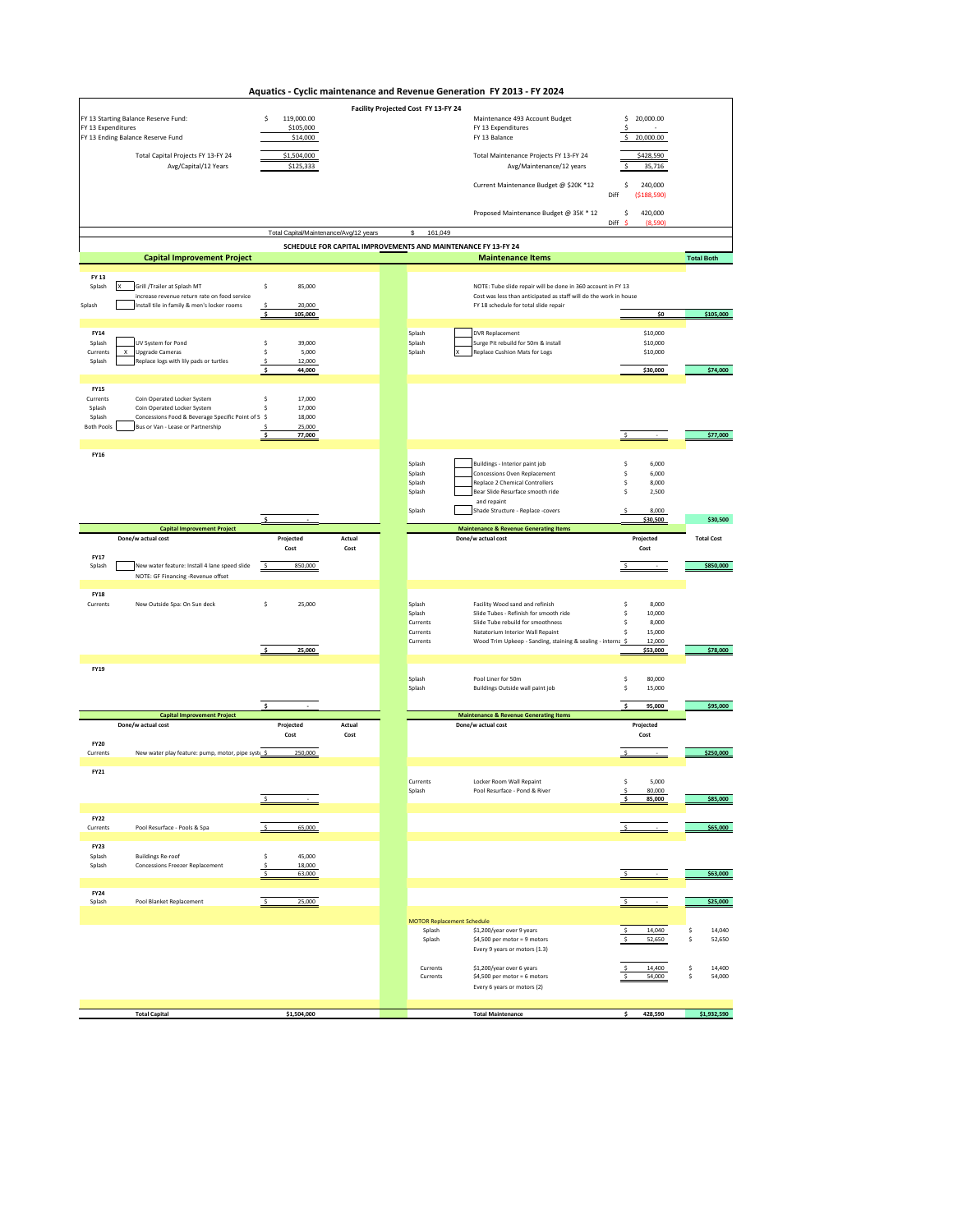# Aquatics - Cyclic maintenance and Revenue Generation FY 2013 - FY 2024

**Facility Projected Cost FY 13-FY 24**

| | | | |
|---|---|---|---|
| FY 13 Starting Balance Reserve Fund: | $ 119,000.00 | Maintenance 493 Account Budget | $ 20,000.00 |
| FY 13 Expenditures | $105,000 | FY 13 Expenditures | $ - |
| FY 13 Ending Balance Reserve Fund | $14,000 | FY 13 Balance | $ 20,000.00 |
| Total Capital Projects FY 13-FY 24 | $1,504,000 | Total Maintenance Projects FY 13-FY 24 | $428,590 |
| Avg/Capital/12 Years | $125,333 | Avg/Maintenance/12 years | $ 35,716 |
| | | Current Maintenance Budget @ $20K *12 | $ 240,000 |
| | | Diff | ($188,590) |
| | | Proposed Maintenance Budget @ 35K * 12 | $ 420,000 |
| | | Diff | $ (8,590) |
| Total Capital/Maintenance/Avg/12 years | $ 161,049 | | |

## SCHEDULE FOR CAPITAL IMPROVEMENTS AND MAINTENANCE FY 13-FY 24

| Year | Location | Capital Improvement Project | Projected Cost | Actual Cost | Location | Maintenance Items | Projected Cost | Total Both |
|---|---|---|---|---|---|---|---|---|
| **FY 13** | | | | | | | | |
| | Splash | X Grill /Trailer at Splash MT | $ 85,000 | | | NOTE: Tube slide repair will be done in 360 account in FY 13 | | |
| | | increase revenue return rate on food service | | | | Cost was less than anticipated as staff will do the work in house | | |
| | Splash | Install tile in family & men's locker rooms | $ 20,000 | | | FY 18 schedule for total slide repair | | |
| | | | $ 105,000 | | | | $0 | $105,000 |
| **FY14** | | | | | | | | |
| | Splash | UV System for Pond | $ 39,000 | | Splash | DVR Replacement | $10,000 | |
| | Currents | X Upgrade Cameras | $ 5,000 | | Splash | Surge Pit rebuild for 50m & install | $10,000 | |
| | Splash | Replace logs with lily pads or turtles | $ 12,000 | | Splash | X Replace Cushion Mats for Logs | $10,000 | |
| | | | $ 44,000 | | | | $30,000 | $74,000 |
| **FY15** | | | | | | | | |
| | Currents | Coin Operated Locker System | $ 17,000 | | | | | |
| | Splash | Coin Operated Locker System | $ 17,000 | | | | | |
| | Splash | Concessions Food & Beverage Specific Point of S | $ 18,000 | | | | | |
| | Both Pools | Bus or Van - Lease or Partnership | $ 25,000 | | | | | |
| | | | $ 77,000 | | | | $ - | $77,000 |
| **FY16** | | | | | | | | |
| | | | | | Splash | Buildings - Interior paint job | $ 6,000 | |
| | | | | | Splash | Concessions Oven Replacement | $ 6,000 | |
| | | | | | Splash | Replace 2 Chemical Controllers | $ 8,000 | |
| | | | | | Splash | Bear Slide Resurface smooth ride and repaint | $ 2,500 | |
| | | | | | Splash | Shade Structure - Replace -covers | $ 8,000 | |
| | | | $ - | | | | $30,500 | $30,500 |
| | | **Capital Improvement Project** — Done/w actual cost | **Projected Cost** | **Actual Cost** | | **Maintenance & Revenue Generating Items** — Done/w actual cost | **Projected Cost** | **Total Cost** |
| **FY17** | | | | | | | | |
| | Splash | New water feature: Install 4 lane speed slide | $ 850,000 | | | | $ - | $850,000 |
| | | NOTE: GF Financing -Revenue offset | | | | | | |
| **FY18** | | | | | | | | |
| | Currents | New Outside Spa: On Sun deck | $ 25,000 | | Splash | Facility Wood sand and refinish | $ 8,000 | |
| | | | | | Splash | Slide Tubes - Refinish for smooth ride | $ 10,000 | |
| | | | | | Currents | Slide Tube rebuild for smoothness | $ 8,000 | |
| | | | | | Currents | Natatorium Interior Wall Repaint | $ 15,000 | |
| | | | | | Currents | Wood Trim Upkeep - Sanding, staining & sealing - interna | $ 12,000 | |
| | | | $ 25,000 | | | | $53,000 | $78,000 |
| **FY19** | | | | | | | | |
| | | | | | Splash | Pool Liner for 50m | $ 80,000 | |
| | | | | | Splash | Buildings Outside wall paint job | $ 15,000 | |
| | | | $ - | | | | $ 95,000 | $95,000 |
| | | **Capital Improvement Project** — Done/w actual cost | **Projected Cost** | **Actual Cost** | | **Maintenance & Revenue Generating Items** — Done/w actual cost | **Projected Cost** | |
| **FY20** | | | | | | | | |
| | Currents | New water play feature: pump, motor, pipe syst | $ 250,000 | | | | $ - | $250,000 |
| **FY21** | | | | | | | | |
| | | | | | Currents | Locker Room Wall Repaint | $ 5,000 | |
| | | | | | Splash | Pool Resurface - Pond & River | $ 80,000 | |
| | | | $ - | | | | $ 85,000 | $85,000 |
| **FY22** | | | | | | | | |
| | Currents | Pool Resurface - Pools & Spa | $ 65,000 | | | | $ - | $65,000 |
| **FY23** | | | | | | | | |
| | Splash | Buildings Re-roof | $ 45,000 | | | | | |
| | Splash | Concessions Freezer Replacement | $ 18,000 | | | | | |
| | | | $ 63,000 | | | | $ - | $63,000 |
| **FY24** | | | | | | | | |
| | Splash | Pool Blanket Replacement | $ 25,000 | | | | $ - | $25,000 |
| | | | | | MOTOR Replacement Schedule | | | |
| | | | | | Splash | $1,200/year over 9 years | $ 14,040 | $ 14,040 |
| | | | | | Splash | $4,500 per motor = 9 motors | $ 52,650 | $ 52,650 |
| | | | | | | Every 9 years or motors (1.3) | | |
| | | | | | Currents | $1,200/year over 6 years | $ 14,400 | $ 14,400 |
| | | | | | Currents | $4,500 per motor = 6 motors | $ 54,000 | $ 54,000 |
| | | | | | | Every 6 years or motors (2) | | |
| | | **Total Capital** | $1,504,000 | | | **Total Maintenance** | $ 428,590 | $1,932,590 |